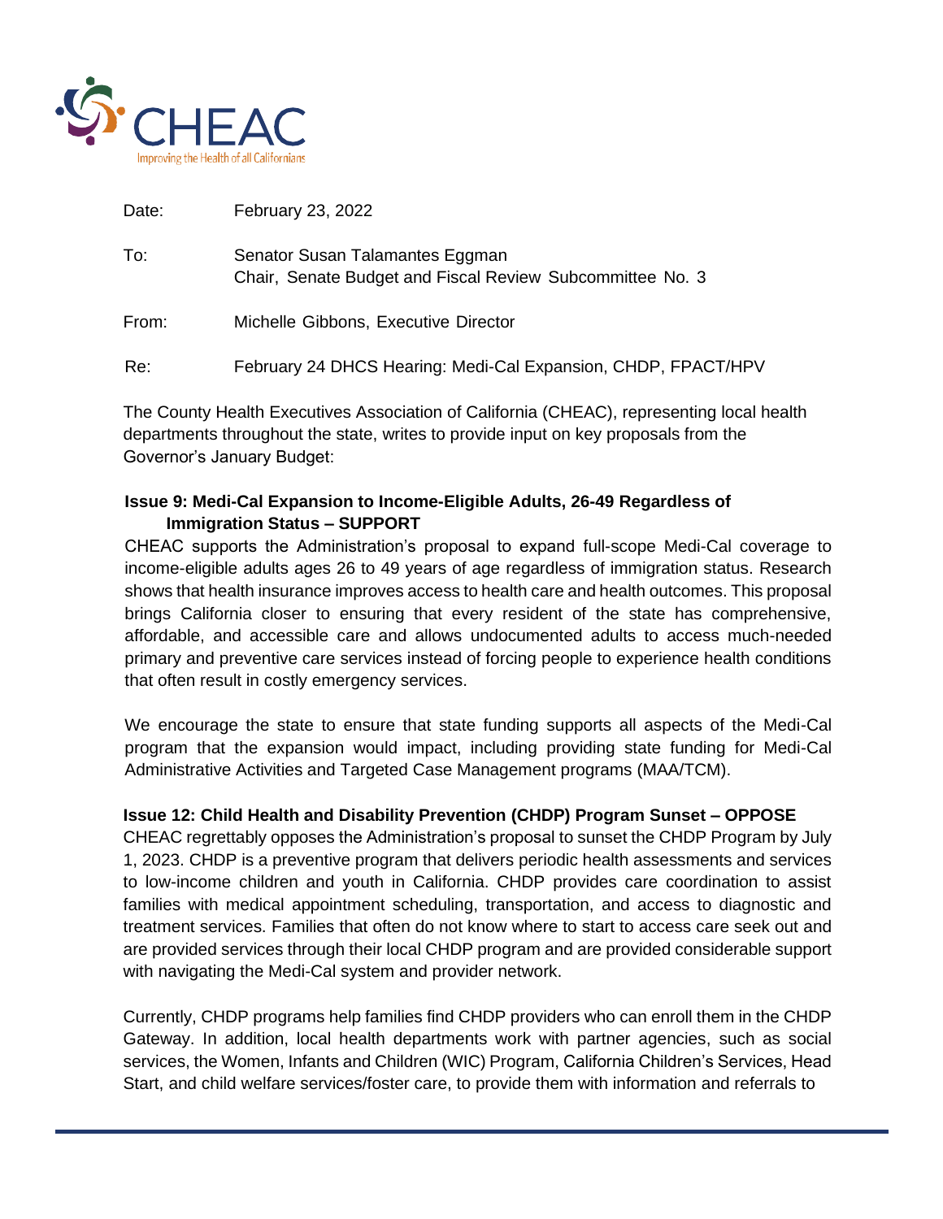CHEAC
Improving the Health of all Californians

| | |
|---|---|
| Date: | February 23, 2022 |
| To: | Senator Susan Talamantes Eggman<br>Chair, Senate Budget and Fiscal Review Subcommittee No. 3 |
| From: | Michelle Gibbons, Executive Director |
| Re: | February 24 DHCS Hearing: Medi-Cal Expansion, CHDP, FPACT/HPV |

The County Health Executives Association of California (CHEAC), representing local health departments throughout the state, writes to provide input on key proposals from the Governor's January Budget:

**Issue 9: Medi-Cal Expansion to Income-Eligible Adults, 26-49 Regardless of Immigration Status – SUPPORT**

CHEAC supports the Administration's proposal to expand full-scope Medi-Cal coverage to income-eligible adults ages 26 to 49 years of age regardless of immigration status. Research shows that health insurance improves access to health care and health outcomes. This proposal brings California closer to ensuring that every resident of the state has comprehensive, affordable, and accessible care and allows undocumented adults to access much-needed primary and preventive care services instead of forcing people to experience health conditions that often result in costly emergency services.

We encourage the state to ensure that state funding supports all aspects of the Medi-Cal program that the expansion would impact, including providing state funding for Medi-Cal Administrative Activities and Targeted Case Management programs (MAA/TCM).

**Issue 12: Child Health and Disability Prevention (CHDP) Program Sunset – OPPOSE**

CHEAC regrettably opposes the Administration's proposal to sunset the CHDP Program by July 1, 2023. CHDP is a preventive program that delivers periodic health assessments and services to low-income children and youth in California. CHDP provides care coordination to assist families with medical appointment scheduling, transportation, and access to diagnostic and treatment services. Families that often do not know where to start to access care seek out and are provided services through their local CHDP program and are provided considerable support with navigating the Medi-Cal system and provider network.

Currently, CHDP programs help families find CHDP providers who can enroll them in the CHDP Gateway. In addition, local health departments work with partner agencies, such as social services, the Women, Infants and Children (WIC) Program, California Children's Services, Head Start, and child welfare services/foster care, to provide them with information and referrals to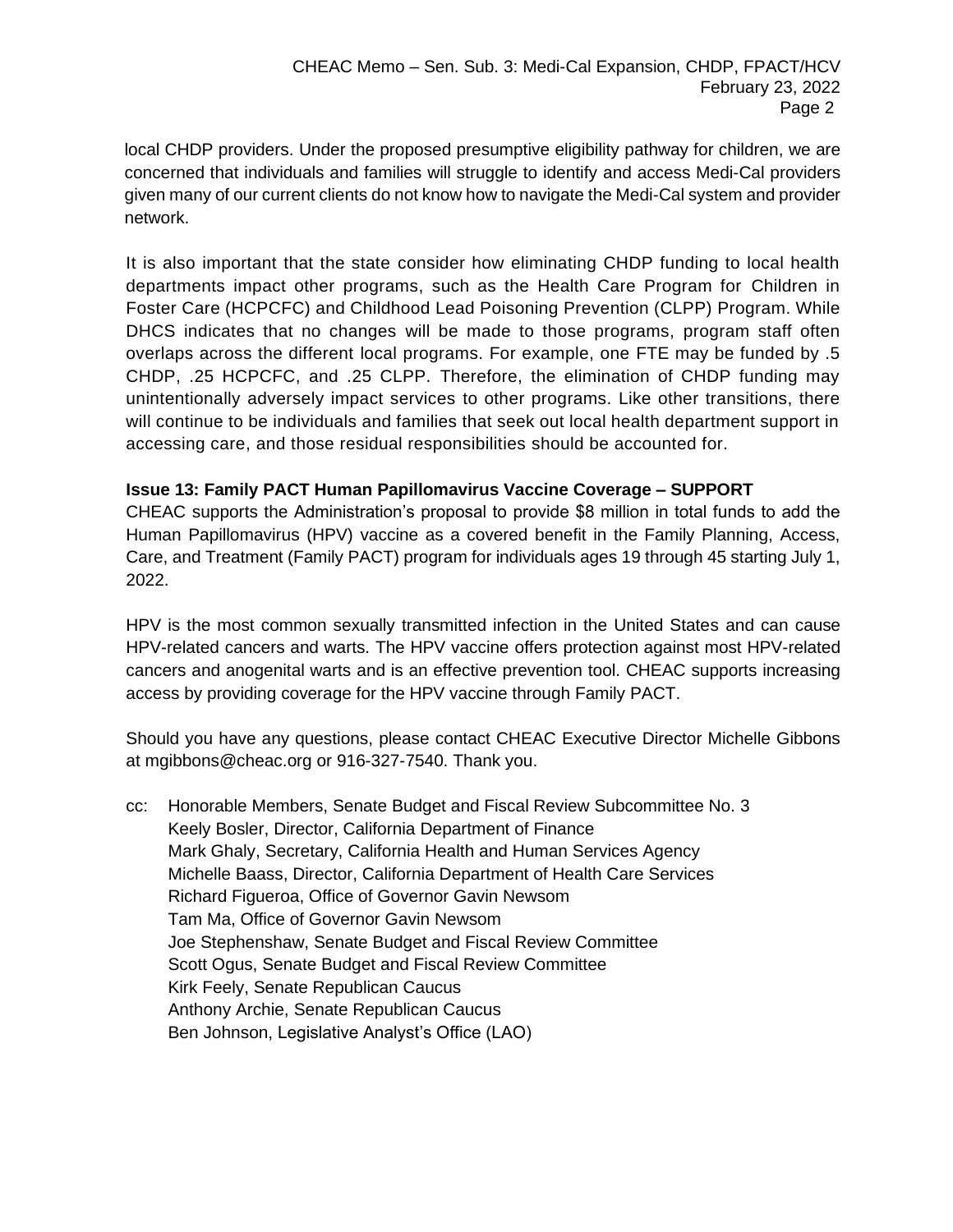local CHDP providers. Under the proposed presumptive eligibility pathway for children, we are concerned that individuals and families will struggle to identify and access Medi-Cal providers given many of our current clients do not know how to navigate the Medi-Cal system and provider network.

It is also important that the state consider how eliminating CHDP funding to local health departments impact other programs, such as the Health Care Program for Children in Foster Care (HCPCFC) and Childhood Lead Poisoning Prevention (CLPP) Program. While DHCS indicates that no changes will be made to those programs, program staff often overlaps across the different local programs. For example, one FTE may be funded by .5 CHDP, .25 HCPCFC, and .25 CLPP. Therefore, the elimination of CHDP funding may unintentionally adversely impact services to other programs. Like other transitions, there will continue to be individuals and families that seek out local health department support in accessing care, and those residual responsibilities should be accounted for.

**Issue 13: Family PACT Human Papillomavirus Vaccine Coverage – SUPPORT**

CHEAC supports the Administration's proposal to provide $8 million in total funds to add the Human Papillomavirus (HPV) vaccine as a covered benefit in the Family Planning, Access, Care, and Treatment (Family PACT) program for individuals ages 19 through 45 starting July 1, 2022.

HPV is the most common sexually transmitted infection in the United States and can cause HPV-related cancers and warts. The HPV vaccine offers protection against most HPV-related cancers and anogenital warts and is an effective prevention tool. CHEAC supports increasing access by providing coverage for the HPV vaccine through Family PACT.

Should you have any questions, please contact CHEAC Executive Director Michelle Gibbons at mgibbons@cheac.org or 916-327-7540. Thank you.

cc: Honorable Members, Senate Budget and Fiscal Review Subcommittee No. 3
Keely Bosler, Director, California Department of Finance
Mark Ghaly, Secretary, California Health and Human Services Agency
Michelle Baass, Director, California Department of Health Care Services
Richard Figueroa, Office of Governor Gavin Newsom
Tam Ma, Office of Governor Gavin Newsom
Joe Stephenshaw, Senate Budget and Fiscal Review Committee
Scott Ogus, Senate Budget and Fiscal Review Committee
Kirk Feely, Senate Republican Caucus
Anthony Archie, Senate Republican Caucus
Ben Johnson, Legislative Analyst's Office (LAO)